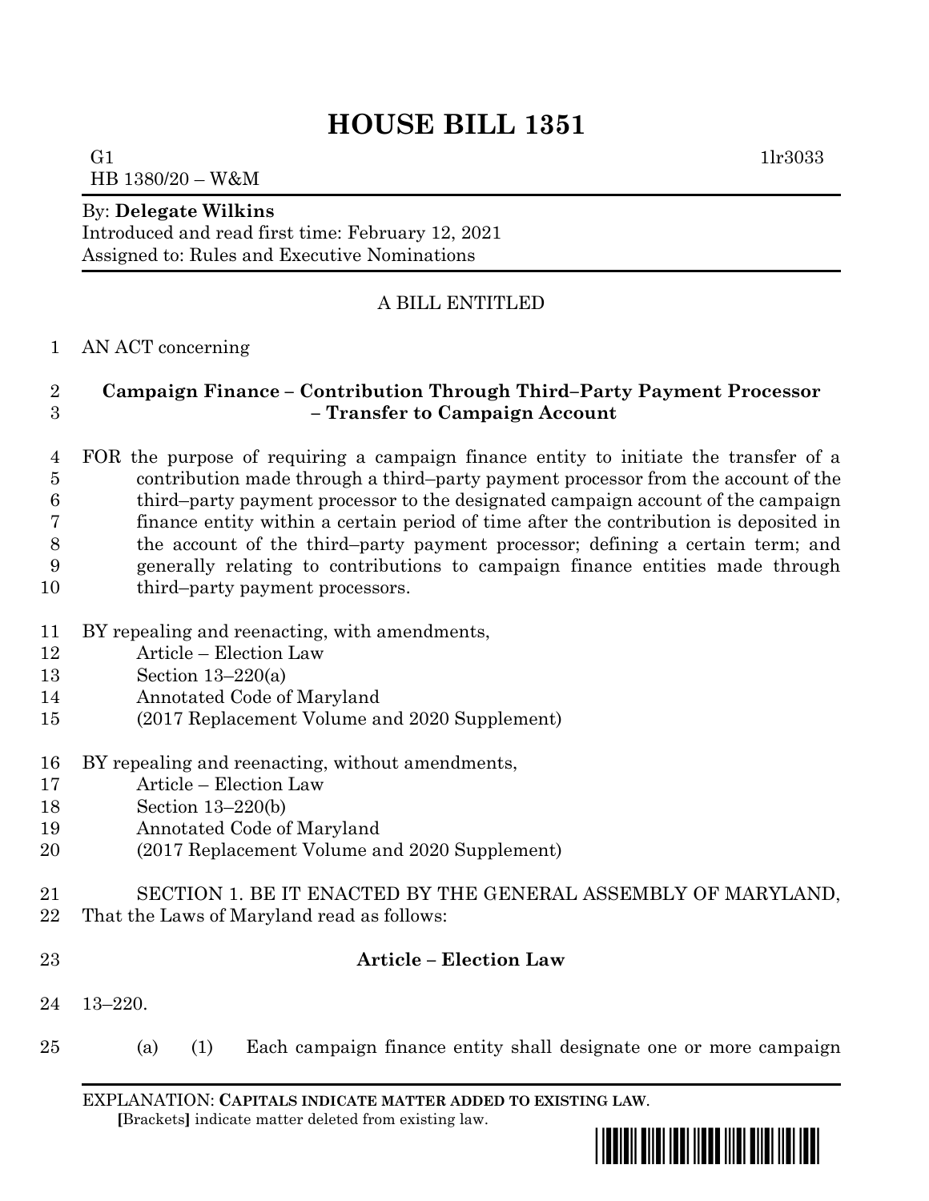# HOUSE BILL 1351

G1 1lr3033
HB 1380/20 – W&M

By: **Delegate Wilkins**
Introduced and read first time: February 12, 2021
Assigned to: Rules and Executive Nominations

A BILL ENTITLED

1 AN ACT concerning

2 **Campaign Finance – Contribution Through Third–Party Payment Processor**
3 **– Transfer to Campaign Account**

4 FOR the purpose of requiring a campaign finance entity to initiate the transfer of a
5 contribution made through a third–party payment processor from the account of the
6 third–party payment processor to the designated campaign account of the campaign
7 finance entity within a certain period of time after the contribution is deposited in
8 the account of the third–party payment processor; defining a certain term; and
9 generally relating to contributions to campaign finance entities made through
10 third–party payment processors.

11 BY repealing and reenacting, with amendments,
12 Article – Election Law
13 Section 13–220(a)
14 Annotated Code of Maryland
15 (2017 Replacement Volume and 2020 Supplement)

16 BY repealing and reenacting, without amendments,
17 Article – Election Law
18 Section 13–220(b)
19 Annotated Code of Maryland
20 (2017 Replacement Volume and 2020 Supplement)

21 SECTION 1. BE IT ENACTED BY THE GENERAL ASSEMBLY OF MARYLAND,
22 That the Laws of Maryland read as follows:

23 **Article – Election Law**

24 13–220.

25 (a) (1) Each campaign finance entity shall designate one or more campaign

EXPLANATION: **CAPITALS INDICATE MATTER ADDED TO EXISTING LAW**.
**[**Brackets**]** indicate matter deleted from existing law.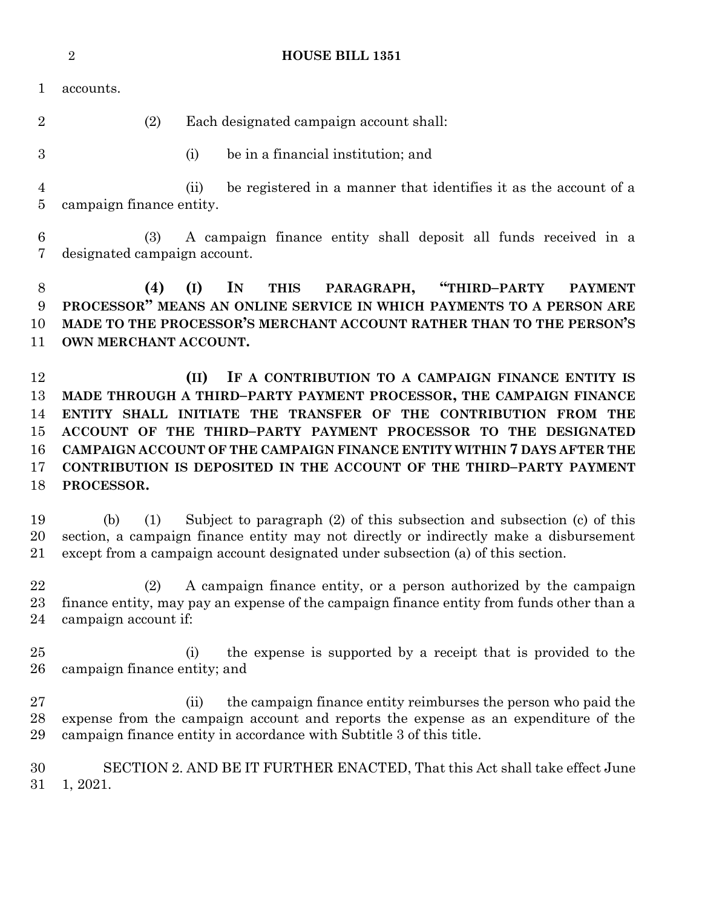accounts.

(2) Each designated campaign account shall:

(i) be in a financial institution; and

(ii) be registered in a manner that identifies it as the account of a campaign finance entity.

(3) A campaign finance entity shall deposit all funds received in a designated campaign account.

**(4) (I) IN THIS PARAGRAPH, "THIRD–PARTY PAYMENT PROCESSOR" MEANS AN ONLINE SERVICE IN WHICH PAYMENTS TO A PERSON ARE MADE TO THE PROCESSOR'S MERCHANT ACCOUNT RATHER THAN TO THE PERSON'S OWN MERCHANT ACCOUNT.**

**(II) IF A CONTRIBUTION TO A CAMPAIGN FINANCE ENTITY IS MADE THROUGH A THIRD–PARTY PAYMENT PROCESSOR, THE CAMPAIGN FINANCE ENTITY SHALL INITIATE THE TRANSFER OF THE CONTRIBUTION FROM THE ACCOUNT OF THE THIRD–PARTY PAYMENT PROCESSOR TO THE DESIGNATED CAMPAIGN ACCOUNT OF THE CAMPAIGN FINANCE ENTITY WITHIN 7 DAYS AFTER THE CONTRIBUTION IS DEPOSITED IN THE ACCOUNT OF THE THIRD–PARTY PAYMENT PROCESSOR.**

(b) (1) Subject to paragraph (2) of this subsection and subsection (c) of this section, a campaign finance entity may not directly or indirectly make a disbursement except from a campaign account designated under subsection (a) of this section.

(2) A campaign finance entity, or a person authorized by the campaign finance entity, may pay an expense of the campaign finance entity from funds other than a campaign account if:

(i) the expense is supported by a receipt that is provided to the campaign finance entity; and

(ii) the campaign finance entity reimburses the person who paid the expense from the campaign account and reports the expense as an expenditure of the campaign finance entity in accordance with Subtitle 3 of this title.

SECTION 2. AND BE IT FURTHER ENACTED, That this Act shall take effect June 1, 2021.